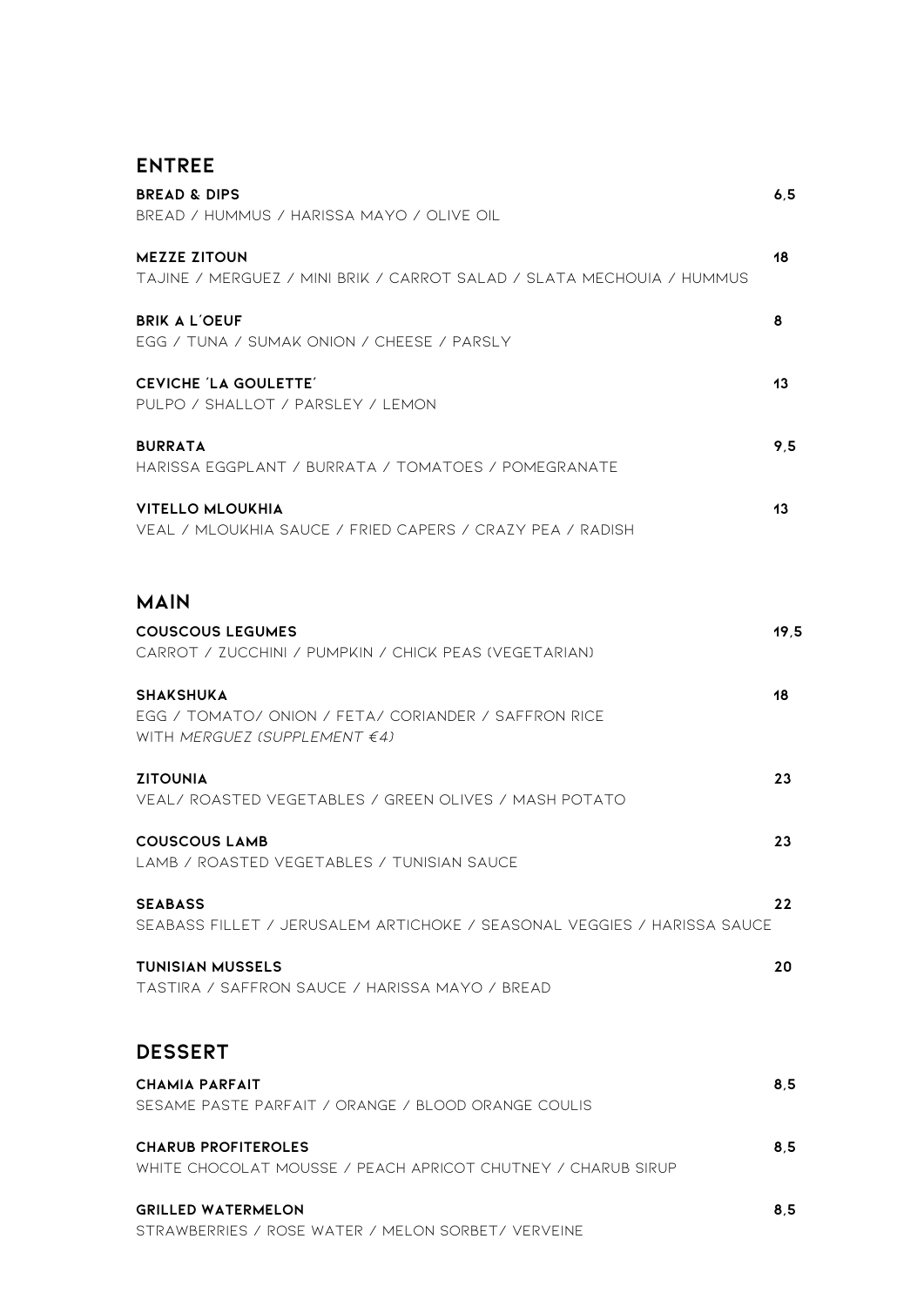## ENTREE

**BREAD & DIPS** 6,5
BREAD / HUMMUS / HARISSA MAYO / OLIVE OIL

**MEZZE ZITOUN** 18
TAJINE / MERGUEZ / MINI BRIK / CARROT SALAD / SLATA MECHOUIA / HUMMUS

**BRIK A L'OEUF** 8
EGG / TUNA / SUMAK ONION / CHEESE / PARSLY

**CEVICHE 'LA GOULETTE'** 13
PULPO / SHALLOT / PARSLEY / LEMON

**BURRATA** 9,5
HARISSA EGGPLANT / BURRATA / TOMATOES / POMEGRANATE

**VITELLO MLOUKHIA** 13
VEAL / MLOUKHIA SAUCE / FRIED CAPERS / CRAZY PEA / RADISH

## MAIN

**COUSCOUS LEGUMES** 19,5
CARROT / ZUCCHINI / PUMPKIN / CHICK PEAS (VEGETARIAN)

**SHAKSHUKA** 18
EGG / TOMATO/ ONION / FETA/ CORIANDER / SAFFRON RICE
WITH *MERGUEZ (SUPPLEMENT €4)*

**ZITOUNIA** 23
VEAL/ ROASTED VEGETABLES / GREEN OLIVES / MASH POTATO

**COUSCOUS LAMB** 23
LAMB / ROASTED VEGETABLES / TUNISIAN SAUCE

**SEABASS** 22
SEABASS FILLET / JERUSALEM ARTICHOKE / SEASONAL VEGGIES / HARISSA SAUCE

**TUNISIAN MUSSELS** 20
TASTIRA / SAFFRON SAUCE / HARISSA MAYO / BREAD

## DESSERT

**CHAMIA PARFAIT** 8,5
SESAME PASTE PARFAIT / ORANGE / BLOOD ORANGE COULIS

**CHARUB PROFITEROLES** 8,5
WHITE CHOCOLAT MOUSSE / PEACH APRICOT CHUTNEY / CHARUB SIRUP

**GRILLED WATERMELON** 8,5
STRAWBERRIES / ROSE WATER / MELON SORBET/ VERVEINE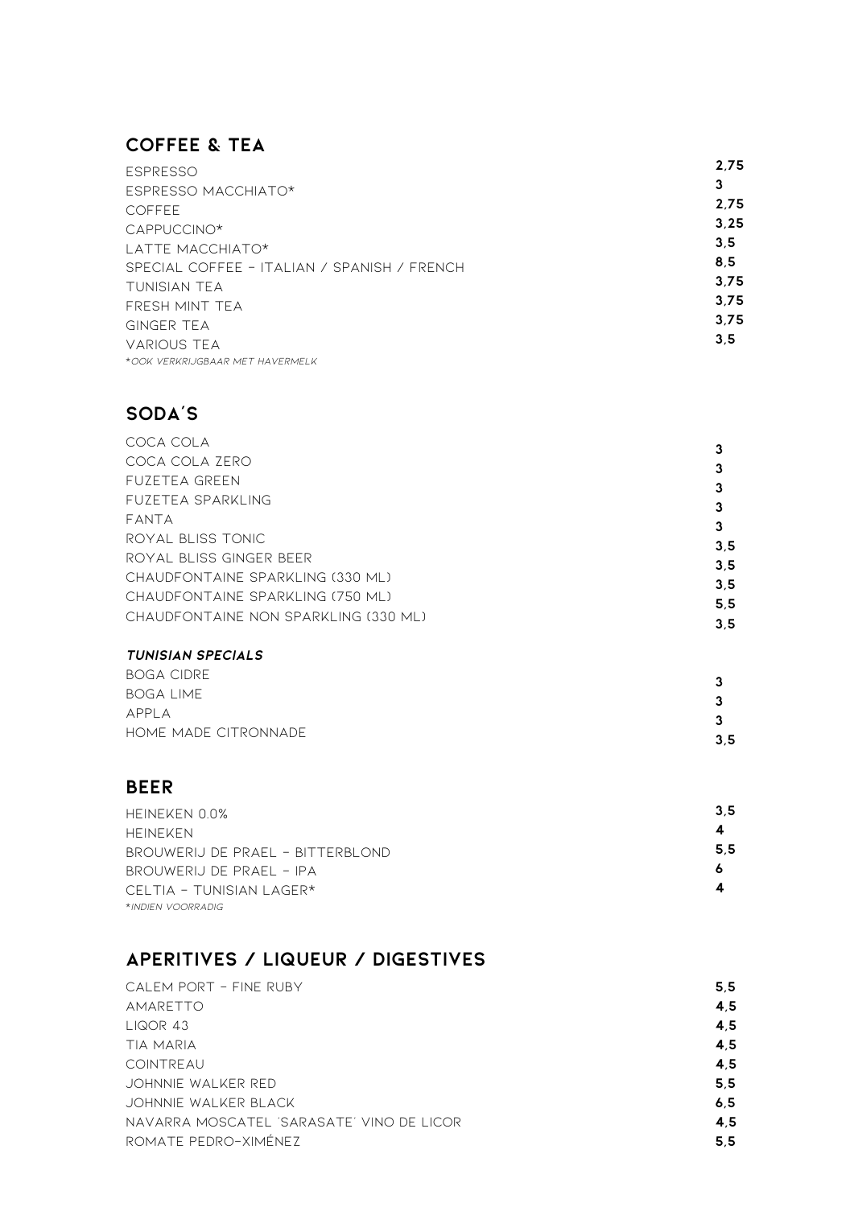## COFFEE & TEA

| | |
|---|---|
| ESPRESSO | 2,75 |
| ESPRESSO MACCHIATO* | 3 |
| COFFEE | 2,75 |
| CAPPUCCINO* | 3,25 |
| LATTE MACCHIATO* | 3,5 |
| SPECIAL COFFEE – ITALIAN / SPANISH / FRENCH | 8,5 |
| TUNISIAN TEA | 3,75 |
| FRESH MINT TEA | 3,75 |
| GINGER TEA | 3,75 |
| VARIOUS TEA | 3,5 |

*\*OOK VERKRIJGBAAR MET HAVERMELK*

## SODA'S

| | |
|---|---|
| COCA COLA | 3 |
| COCA COLA ZERO | 3 |
| FUZETEA GREEN | 3 |
| FUZETEA SPARKLING | 3 |
| FANTA | 3 |
| ROYAL BLISS TONIC | 3,5 |
| ROYAL BLISS GINGER BEER | 3,5 |
| CHAUDFONTAINE SPARKLING (330 ML) | 3,5 |
| CHAUDFONTAINE SPARKLING (750 ML) | 5,5 |
| CHAUDFONTAINE NON SPARKLING (330 ML) | 3,5 |

### *TUNISIAN SPECIALS*

| | |
|---|---|
| BOGA CIDRE | 3 |
| BOGA LIME | 3 |
| APPLA | 3 |
| HOME MADE CITRONNADE | 3,5 |

## BEER

| | |
|---|---|
| HEINEKEN 0.0% | 3,5 |
| HEINEKEN | 4 |
| BROUWERIJ DE PRAEL – BITTERBLOND | 5,5 |
| BROUWERIJ DE PRAEL – IPA | 6 |
| CELTIA – TUNISIAN LAGER* | 4 |

*\*INDIEN VOORRADIG*

## APERITIVES / LIQUEUR / DIGESTIVES

| | |
|---|---|
| CALEM PORT – FINE RUBY | 5,5 |
| AMARETTO | 4,5 |
| LIQOR 43 | 4,5 |
| TIA MARIA | 4,5 |
| COINTREAU | 4,5 |
| JOHNNIE WALKER RED | 5,5 |
| JOHNNIE WALKER BLACK | 6,5 |
| NAVARRA MOSCATEL 'SARASATE' VINO DE LICOR | 4,5 |
| ROMATE PEDRO-XIMÉNEZ | 5,5 |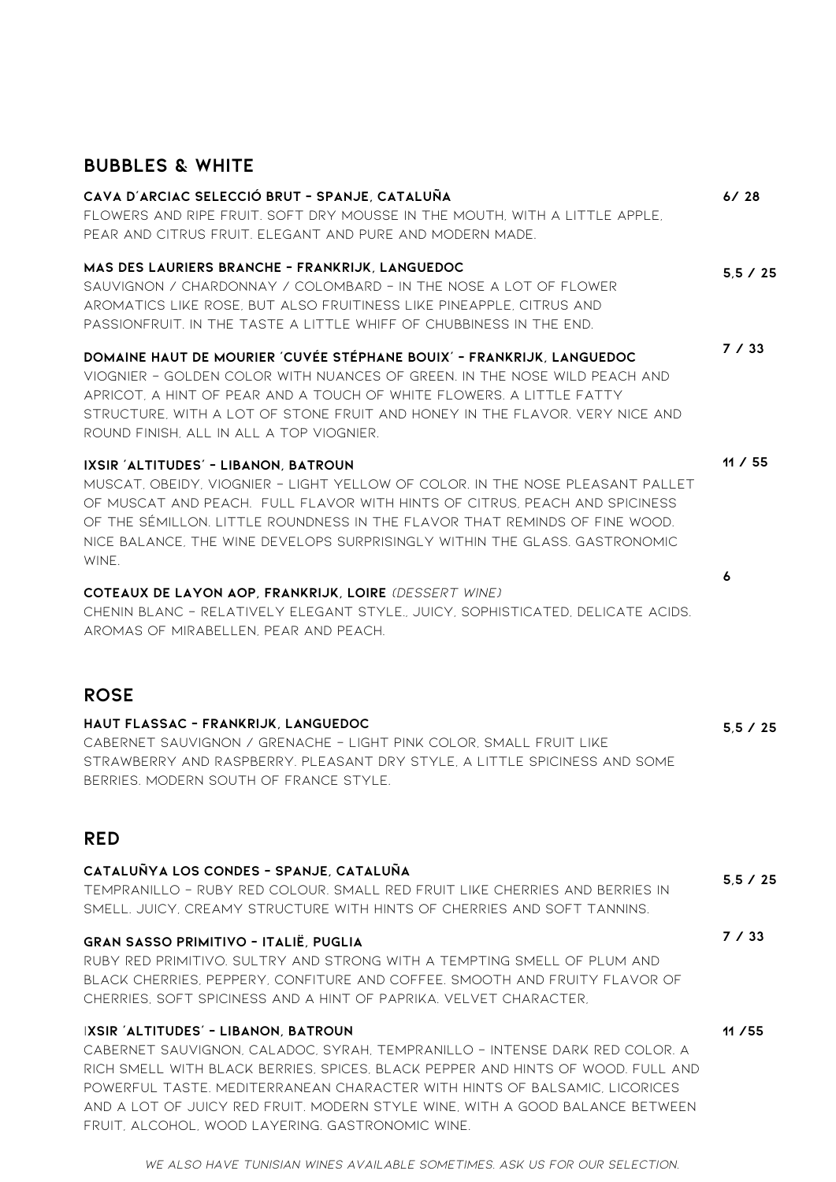## BUBBLES & WHITE

**CAVA D'ARCIAC SELECCIÓ BRUT – SPANJE, CATALUÑA** **6/ 28**
FLOWERS AND RIPE FRUIT. SOFT DRY MOUSSE IN THE MOUTH, WITH A LITTLE APPLE, PEAR AND CITRUS FRUIT. ELEGANT AND PURE AND MODERN MADE.

**MAS DES LAURIERS BRANCHE – FRANKRIJK, LANGUEDOC** **5,5 / 25**
SAUVIGNON / CHARDONNAY / COLOMBARD – IN THE NOSE A LOT OF FLOWER AROMATICS LIKE ROSE, BUT ALSO FRUITINESS LIKE PINEAPPLE, CITRUS AND PASSIONFRUIT. IN THE TASTE A LITTLE WHIFF OF CHUBBINESS IN THE END.

**DOMAINE HAUT DE MOURIER 'CUVÉE STÉPHANE BOUIX' – FRANKRIJK, LANGUEDOC** **7 / 33**
VIOGNIER – GOLDEN COLOR WITH NUANCES OF GREEN. IN THE NOSE WILD PEACH AND APRICOT, A HINT OF PEAR AND A TOUCH OF WHITE FLOWERS. A LITTLE FATTY STRUCTURE, WITH A LOT OF STONE FRUIT AND HONEY IN THE FLAVOR. VERY NICE AND ROUND FINISH. ALL IN ALL A TOP VIOGNIER.

**IXSIR 'ALTITUDES' – LIBANON, BATROUN** **11 / 55**
MUSCAT, OBEIDY, VIOGNIER – LIGHT YELLOW OF COLOR. IN THE NOSE PLEASANT PALLET OF MUSCAT AND PEACH. FULL FLAVOR WITH HINTS OF CITRUS, PEACH AND SPICINESS OF THE SÉMILLON. LITTLE ROUNDNESS IN THE FLAVOR THAT REMINDS OF FINE WOOD. NICE BALANCE, THE WINE DEVELOPS SURPRISINGLY WITHIN THE GLASS. GASTRONOMIC WINE.

**COTEAUX DE LAYON AOP, FRANKRIJK, LOIRE** *(DESSERT WINE)* **6**
CHENIN BLANC – RELATIVELY ELEGANT STYLE.. JUICY, SOPHISTICATED, DELICATE ACIDS. AROMAS OF MIRABELLEN, PEAR AND PEACH.

## ROSE

**HAUT FLASSAC – FRANKRIJK, LANGUEDOC** **5,5 / 25**
CABERNET SAUVIGNON / GRENACHE – LIGHT PINK COLOR, SMALL FRUIT LIKE STRAWBERRY AND RASPBERRY. PLEASANT DRY STYLE, A LITTLE SPICINESS AND SOME BERRIES. MODERN SOUTH OF FRANCE STYLE.

## RED

**CATALUÑYA LOS CONDES – SPANJE, CATALUÑA** **5,5 / 25**
TEMPRANILLO – RUBY RED COLOUR. SMALL RED FRUIT LIKE CHERRIES AND BERRIES IN SMELL. JUICY, CREAMY STRUCTURE WITH HINTS OF CHERRIES AND SOFT TANNINS.

**GRAN SASSO PRIMITIVO – ITALIË, PUGLIA** **7 / 33**
RUBY RED PRIMITIVO. SULTRY AND STRONG WITH A TEMPTING SMELL OF PLUM AND BLACK CHERRIES, PEPPERY, CONFITURE AND COFFEE. SMOOTH AND FRUITY FLAVOR OF CHERRIES, SOFT SPICINESS AND A HINT OF PAPRIKA. VELVET CHARACTER,

**IXSIR 'ALTITUDES' – LIBANON, BATROUN** **11 /55**
CABERNET SAUVIGNON, CALADOC, SYRAH, TEMPRANILLO – INTENSE DARK RED COLOR. A RICH SMELL WITH BLACK BERRIES, SPICES, BLACK PEPPER AND HINTS OF WOOD. FULL AND POWERFUL TASTE. MEDITERRANEAN CHARACTER WITH HINTS OF BALSAMIC, LICORICES AND A LOT OF JUICY RED FRUIT. MODERN STYLE WINE, WITH A GOOD BALANCE BETWEEN FRUIT, ALCOHOL, WOOD LAYERING. GASTRONOMIC WINE.

*WE ALSO HAVE TUNISIAN WINES AVAILABLE SOMETIMES. ASK US FOR OUR SELECTION.*